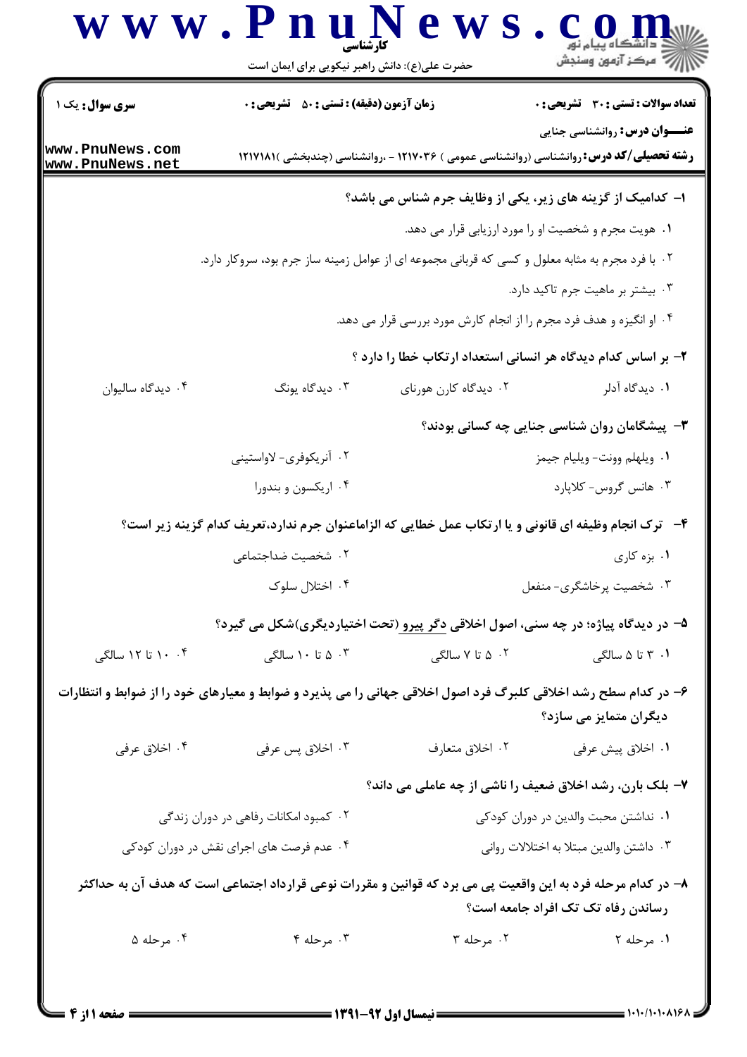**سری سوال:** یک ۱

**زمان آزمون (دقیقه) : تستی : ۵۰ تشریحی : ۰**

**تعداد سوالات : تستی : ۳۰ تشریحی : ۰**

**عنـــوان درس:** روانشناسی جنایی

**رشته تحصیلی/کد درس:** روانشناسی (روانشناسی عمومی ) ۱۲۱۷۰۳۶ - ،روانشناسی (چندبخشی )۱۲۱۷۱۸۱

**۱- کدامیک از گزینه های زیر، یکی از وظایف جرم شناس می باشد؟**

۱. هویت مجرم و شخصیت او را مورد ارزیابی قرار می دهد.

۲. با فرد مجرم به مثابه معلول و کسی که قربانی مجموعه ای از عوامل زمینه ساز جرم بود، سروکار دارد.

۳. بیشتر بر ماهیت جرم تاکید دارد.

۴. او انگیزه و هدف فرد مجرم را از انجام کارش مورد بررسی قرار می دهد.

**۲- بر اساس کدام دیدگاه هر انسانی استعداد ارتکاب خطا را دارد ؟**

۱. دیدگاه آدلر
۲. دیدگاه کارن هورنای
۳. دیدگاه یونگ
۴. دیدگاه سالیوان

**۳- پیشگامان روان شناسی جنایی چه کسانی بودند؟**

۱. ویلهلم وونت- ویلیام جیمز
۲. آنریکوفری- لاواستینی
۳. هانس گروس- کلاپارد
۴. اریکسون و بندورا

**۴- ترک انجام وظیفه ای قانونی و یا ارتکاب عمل خطایی که الزاماعنوان جرم ندارد،تعریف کدام گزینه زیر است؟**

۱. بزه کاری
۲. شخصیت ضداجتماعی
۳. شخصیت پرخاشگری- منفعل
۴. اختلال سلوک

**۵- در دیدگاه پیاژه؛ در چه سنی، اصول اخلاقی دگر پیرو (تحت اختیاردیگری)شکل می گیرد؟**

۱. ۳ تا ۵ سالگی
۲. ۵ تا ۷ سالگی
۳. ۵ تا ۱۰ سالگی
۴. ۱۰ تا ۱۲ سالگی

**۶- در کدام سطح رشد اخلاقی کلبرگ فرد اصول اخلاقی جهانی را می پذیرد و ضوابط و معیارهای خود را از ضوابط و انتظارات دیگران متمایز می سازد؟**

۱. اخلاق پیش عرفی
۲. اخلاق متعارف
۳. اخلاق پس عرفی
۴. اخلاق عرفی

**۷- بلک بارن، رشد اخلاق ضعیف را ناشی از چه عاملی می داند؟**

۱. نداشتن محبت والدین در دوران کودکی
۲. کمبود امکانات رفاهی در دوران زندگی
۳. داشتن والدین مبتلا به اختلالات روانی
۴. عدم فرصت های اجرای نقش در دوران کودکی

**۸- در کدام مرحله فرد به این واقعیت پی می برد که قوانین و مقررات نوعی قرارداد اجتماعی است که هدف آن به حداکثر رساندن رفاه تک تک افراد جامعه است؟**

۱. مرحله ۲
۲. مرحله ۳
۳. مرحله ۴
۴. مرحله ۵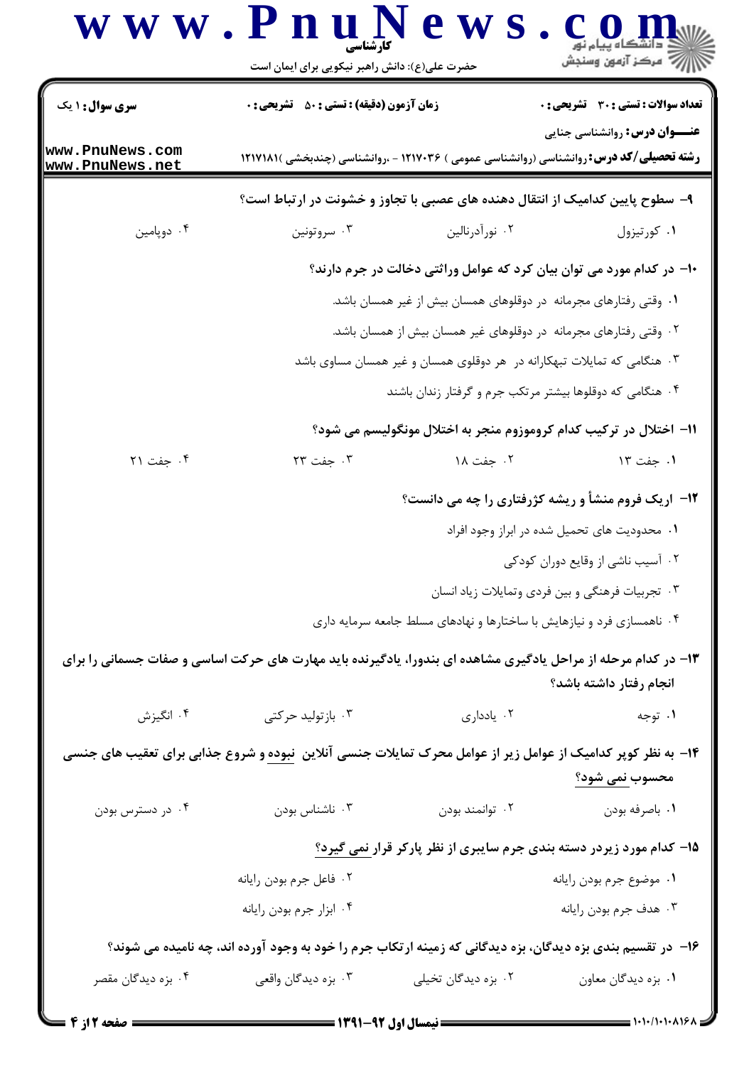**سری سوال:** ۱ یک | **زمان آزمون (دقیقه) : تستی : ۵۰ تشریحی : ۰** | **تعداد سوالات : تستی : ۳۰ تشریحی : ۰**

**عنـــوان درس:** روانشناسی جنایی

**رشته تحصیلی/کد درس:** روانشناسی (روانشناسی عمومی ) ۱۲۱۷۰۳۶ - ،روانشناسی (چندبخشی )۱۲۱۷۱۸۱

**۹- سطوح پایین کدامیک از انتقال دهنده های عصبی با تجاوز و خشونت در ارتباط است؟**

۱. کورتیزول
۲. نورآدرنالین
۳. سروتونین
۴. دوپامین

**۱۰- در کدام مورد می توان بیان کرد که عوامل وراثتی دخالت در جرم دارند؟**

۱. وقتی رفتارهای مجرمانه در دوقلوهای همسان بیش از غیر همسان باشد.
۲. وقتی رفتارهای مجرمانه در دوقلوهای غیر همسان بیش از همسان باشد.
۳. هنگامی که تمایلات تبهکارانه در هر دوقلوی همسان و غیر همسان مساوی باشد
۴. هنگامی که دوقلوها بیشتر مرتکب جرم و گرفتار زندان باشند

**۱۱- اختلال در ترکیب کدام کروموزوم منجر به اختلال مونگولیسم می شود؟**

۱. جفت ۱۳
۲. جفت ۱۸
۳. جفت ۲۳
۴. جفت ۲۱

**۱۲- اریک فروم منشأ و ریشه کژرفتاری را چه می دانست؟**

۱. محدودیت های تحمیل شده در ابراز وجود افراد
۲. آسیب ناشی از وقایع دوران کودکی
۳. تجربیات فرهنگی و بین فردی وتمایلات زیاد انسان
۴. ناهمسازی فرد و نیازهایش با ساختارها و نهادهای مسلط جامعه سرمایه داری

**۱۳- در کدام مرحله از مراحل یادگیری مشاهده ای بندورا، یادگیرنده باید مهارت های حرکت اساسی و صفات جسمانی را برای انجام رفتار داشته باشد؟**

۱. توجه
۲. یادداری
۳. بازتولید حرکتی
۴. انگیزش

**۱۴- به نظر کوپر کدامیک از عوامل زیر از عوامل محرک تمایلات جنسی آنلاین <u>نبوده</u> و شروع جذابی برای تعقیب های جنسی محسوب <u>نمی شود</u>؟**

۱. باصرفه بودن
۲. توانمند بودن
۳. ناشناس بودن
۴. در دسترس بودن

**۱۵- کدام مورد زیردر دسته بندی جرم سایبری از نظر پارکر قرار <u>نمی گیرد</u>؟**

۱. موضوع جرم بودن رایانه
۲. فاعل جرم بودن رایانه
۳. هدف جرم بودن رایانه
۴. ابزار جرم بودن رایانه

**۱۶- در تقسیم بندی بزه دیدگان، بزه دیدگانی که زمینه ارتکاب جرم را خود به وجود آورده اند، چه نامیده می شوند؟**

۱. بزه دیدگان معاون
۲. بزه دیدگان تخیلی
۳. بزه دیدگان واقعی
۴. بزه دیدگان مقصر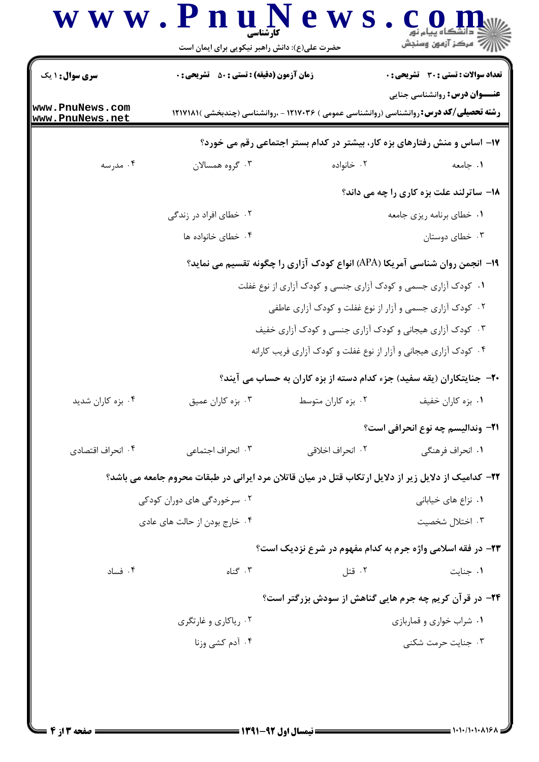**سری سوال:** ۱ یک | **زمان آزمون (دقیقه) : تستی :** ۵۰ **تشریحی :** ۰ | **تعداد سوالات : تستی :** ۳۰ **تشریحی :** ۰

**عنـــوان درس:** روانشناسی جنایی

**رشته تحصیلی/کد درس:** روانشناسی (روانشناسی عمومی ) ۱۲۱۷۰۳۶ - ،روانشناسی (چندبخشی )۱۲۱۷۱۸۱

**۱۷- اساس و منش رفتارهای بزه کار، بیشتر در کدام بستر اجتماعی رقم می خورد؟**

۱. جامعه
۲. خانواده
۳. گروه همسالان
۴. مدرسه

**۱۸- ساترلند علت بزه کاری را چه می داند؟**

۱. خطای برنامه ریزی جامعه
۲. خطای افراد در زندگی
۳. خطای دوستان
۴. خطای خانواده ها

**۱۹- انجمن روان شناسی آمریکا (APA) انواع کودک آزاری را چگونه تقسیم می نماید؟**

۱. کودک آزاری جسمی و کودک آزاری جنسی و کودک آزاری از نوع غفلت
۲. کودک آزاری جسمی و آزار از نوع غفلت و کودک آزاری عاطفی
۳. کودک آزاری هیجانی و کودک آزاری جنسی و کودک آزاری خفیف
۴. کودک آزاری هیجانی و آزار از نوع غفلت و کودک آزاری فریب کارانه

**۲۰- جنایتکاران (یقه سفید) جزء کدام دسته از بزه کاران به حساب می آیند؟**

۱. بزه کاران خفیف
۲. بزه کاران متوسط
۳. بزه کاران عمیق
۴. بزه کاران شدید

**۲۱- وندالیسم چه نوع انحرافی است؟**

۱. انحراف فرهنگی
۲. انحراف اخلاقی
۳. انحراف اجتماعی
۴. انحراف اقتصادی

**۲۲- کدامیک از دلایل زیر از دلایل ارتکاب قتل در میان قاتلان مرد ایرانی در طبقات محروم جامعه می باشد؟**

۱. نزاع های خیابانی
۲. سرخوردگی های دوران کودکی
۳. اختلال شخصیت
۴. خارج بودن از حالت های عادی

**۲۳- در فقه اسلامی واژه جرم به کدام مفهوم در شرع نزدیک است؟**

۱. جنایت
۲. قتل
۳. گناه
۴. فساد

**۲۴- در قرآن کریم چه جرم هایی گناهش از سودش بزرگتر است؟**

۱. شراب خواری و قماربازی
۲. ریاکاری و غارتگری
۳. جنایت حرمت شکنی
۴. آدم کشی وزنا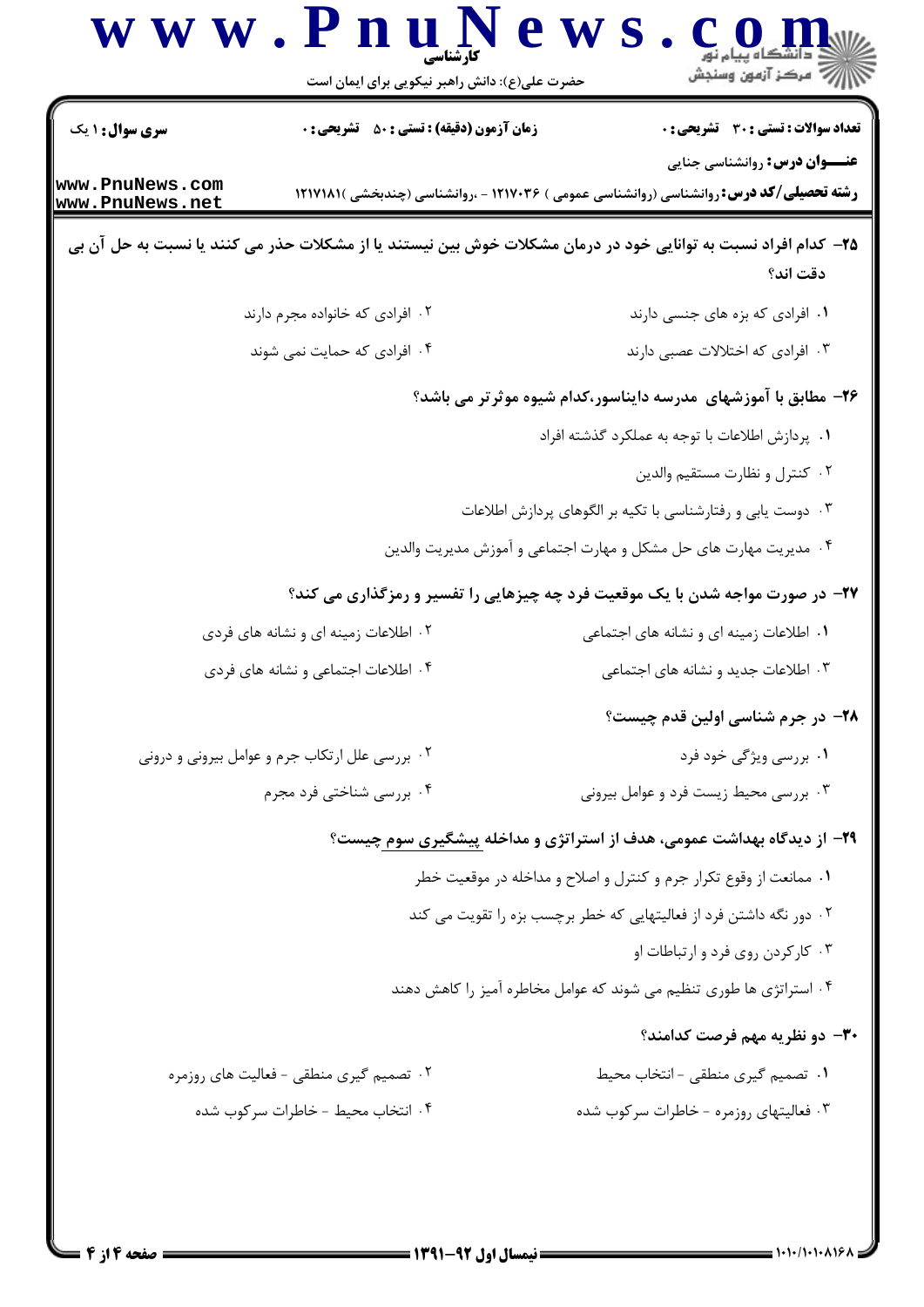۲۵- کدام افراد نسبت به توانایی خود در درمان مشکلات خوش بین نیستند یا از مشکلات حذر می کنند یا نسبت به حل آن بی دقت اند؟

۱. افرادی که بزه های جنسی دارند

۲. افرادی که خانواده مجرم دارند

۳. افرادی که اختلالات عصبی دارند

۴. افرادی که حمایت نمی شوند

۲۶- مطابق با آموزشهای مدرسه دایناسور،کدام شیوه موثرتر می باشد؟

۱. پردازش اطلاعات با توجه به عملکرد گذشته افراد

۲. کنترل و نظارت مستقیم والدین

۳. دوست یابی و رفتارشناسی با تکیه بر الگوهای پردازش اطلاعات

۴. مدیریت مهارت های حل مشکل و مهارت اجتماعی و آموزش مدیریت والدین

۲۷- در صورت مواجه شدن با یک موقعیت فرد چه چیزهایی را تفسیر و رمزگذاری می کند؟

۱. اطلاعات زمینه ای و نشانه های اجتماعی

۲. اطلاعات زمینه ای و نشانه های فردی

۳. اطلاعات جدید و نشانه های اجتماعی

۴. اطلاعات اجتماعی و نشانه های فردی

۲۸- در جرم شناسی اولین قدم چیست؟

۱. بررسی ویژگی خود فرد

۲. بررسی علل ارتکاب جرم و عوامل بیرونی و درونی

۳. بررسی محیط زیست فرد و عوامل بیرونی

۴. بررسی شناختی فرد مجرم

۲۹- از دیدگاه بهداشت عمومی، هدف از استراتژی و مداخله پیشگیری سوم چیست؟

۱. ممانعت از وقوع تکرار جرم و کنترل و اصلاح و مداخله در موقعیت خطر

۲. دور نگه داشتن فرد از فعالیتهایی که خطر برچسب بزه را تقویت می کند

۳. کارکردن روی فرد و ارتباطات او

۴. استراتژی ها طوری تنظیم می شوند که عوامل مخاطره آمیز را کاهش دهند

۳۰- دو نظریه مهم فرصت کدامند؟

۱. تصمیم گیری منطقی - انتخاب محیط

۲. تصمیم گیری منطقی - فعالیت های روزمره

۳. فعالیتهای روزمره - خاطرات سرکوب شده

۴. انتخاب محیط - خاطرات سرکوب شده